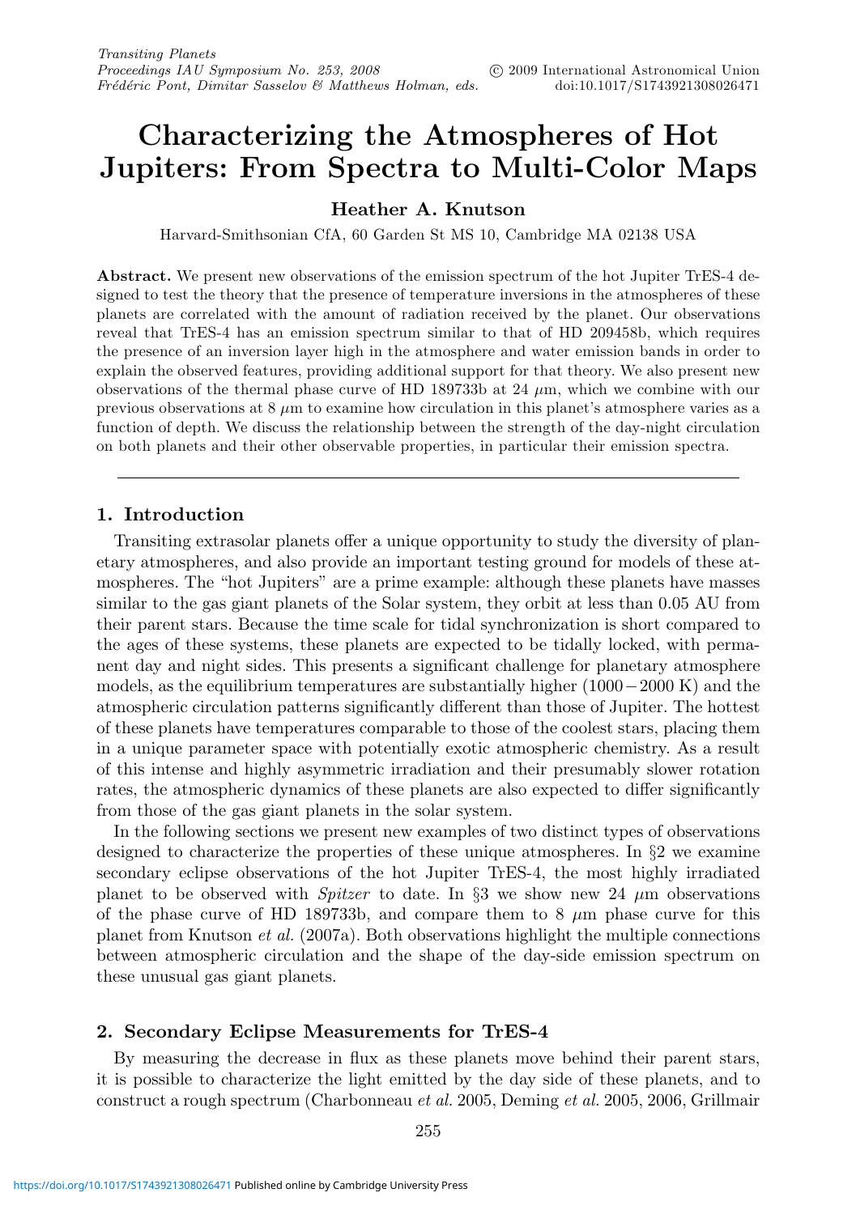# Characterizing the Atmospheres of Hot Jupiters: From Spectra to Multi-Color Maps

**Heather A. Knutson**

Harvard-Smithsonian CfA, 60 Garden St MS 10, Cambridge MA 02138 USA

**Abstract.** We present new observations of the emission spectrum of the hot Jupiter TrES-4 designed to test the theory that the presence of temperature inversions in the atmospheres of these planets are correlated with the amount of radiation received by the planet. Our observations reveal that TrES-4 has an emission spectrum similar to that of HD 209458b, which requires the presence of an inversion layer high in the atmosphere and water emission bands in order to explain the observed features, providing additional support for that theory. We also present new observations of the thermal phase curve of HD 189733b at 24 $\mu$m, which we combine with our previous observations at 8 $\mu$m to examine how circulation in this planet's atmosphere varies as a function of depth. We discuss the relationship between the strength of the day-night circulation on both planets and their other observable properties, in particular their emission spectra.

## 1. Introduction

Transiting extrasolar planets offer a unique opportunity to study the diversity of planetary atmospheres, and also provide an important testing ground for models of these atmospheres. The "hot Jupiters" are a prime example: although these planets have masses similar to the gas giant planets of the Solar system, they orbit at less than 0.05 AU from their parent stars. Because the time scale for tidal synchronization is short compared to the ages of these systems, these planets are expected to be tidally locked, with permanent day and night sides. This presents a significant challenge for planetary atmosphere models, as the equilibrium temperatures are substantially higher ($1000-2000$ K) and the atmospheric circulation patterns significantly different than those of Jupiter. The hottest of these planets have temperatures comparable to those of the coolest stars, placing them in a unique parameter space with potentially exotic atmospheric chemistry. As a result of this intense and highly asymmetric irradiation and their presumably slower rotation rates, the atmospheric dynamics of these planets are also expected to differ significantly from those of the gas giant planets in the solar system.

In the following sections we present new examples of two distinct types of observations designed to characterize the properties of these unique atmospheres. In §2 we examine secondary eclipse observations of the hot Jupiter TrES-4, the most highly irradiated planet to be observed with *Spitzer* to date. In §3 we show new 24 $\mu$m observations of the phase curve of HD 189733b, and compare them to 8 $\mu$m phase curve for this planet from Knutson *et al.* (2007a). Both observations highlight the multiple connections between atmospheric circulation and the shape of the day-side emission spectrum on these unusual gas giant planets.

## 2. Secondary Eclipse Measurements for TrES-4

By measuring the decrease in flux as these planets move behind their parent stars, it is possible to characterize the light emitted by the day side of these planets, and to construct a rough spectrum (Charbonneau *et al.* 2005, Deming *et al.* 2005, 2006, Grillmair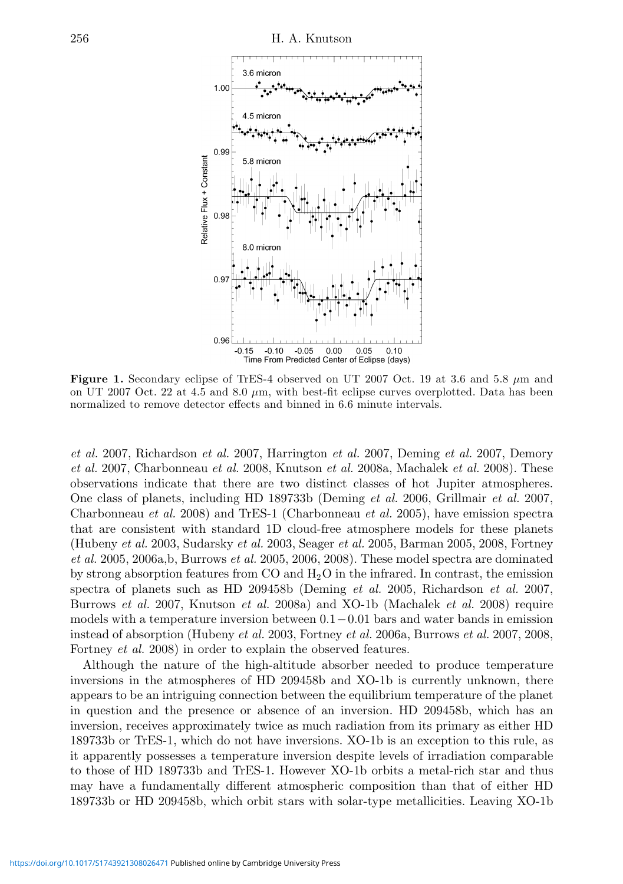**Figure 1.** Secondary eclipse of TrES-4 observed on UT 2007 Oct. 19 at 3.6 and 5.8 $\mu$m and on UT 2007 Oct. 22 at 4.5 and 8.0 $\mu$m, with best-fit eclipse curves overplotted. Data has been normalized to remove detector effects and binned in 6.6 minute intervals.

*et al.* 2007, Richardson *et al.* 2007, Harrington *et al.* 2007, Deming *et al.* 2007, Demory *et al.* 2007, Charbonneau *et al.* 2008, Knutson *et al.* 2008a, Machalek *et al.* 2008). These observations indicate that there are two distinct classes of hot Jupiter atmospheres. One class of planets, including HD 189733b (Deming *et al.* 2006, Grillmair *et al.* 2007, Charbonneau *et al.* 2008) and TrES-1 (Charbonneau *et al.* 2005), have emission spectra that are consistent with standard 1D cloud-free atmosphere models for these planets (Hubeny *et al.* 2003, Sudarsky *et al.* 2003, Seager *et al.* 2005, Barman 2005, 2008, Fortney *et al.* 2005, 2006a,b, Burrows *et al.* 2005, 2006, 2008). These model spectra are dominated by strong absorption features from CO and $H_2O$ in the infrared. In contrast, the emission spectra of planets such as HD 209458b (Deming *et al.* 2005, Richardson *et al.* 2007, Burrows *et al.* 2007, Knutson *et al.* 2008a) and XO-1b (Machalek *et al.* 2008) require models with a temperature inversion between $0.1-0.01$ bars and water bands in emission instead of absorption (Hubeny *et al.* 2003, Fortney *et al.* 2006a, Burrows *et al.* 2007, 2008, Fortney *et al.* 2008) in order to explain the observed features.

Although the nature of the high-altitude absorber needed to produce temperature inversions in the atmospheres of HD 209458b and XO-1b is currently unknown, there appears to be an intriguing connection between the equilibrium temperature of the planet in question and the presence or absence of an inversion. HD 209458b, which has an inversion, receives approximately twice as much radiation from its primary as either HD 189733b or TrES-1, which do not have inversions. XO-1b is an exception to this rule, as it apparently possesses a temperature inversion despite levels of irradiation comparable to those of HD 189733b and TrES-1. However XO-1b orbits a metal-rich star and thus may have a fundamentally different atmospheric composition than that of either HD 189733b or HD 209458b, which orbit stars with solar-type metallicities. Leaving XO-1b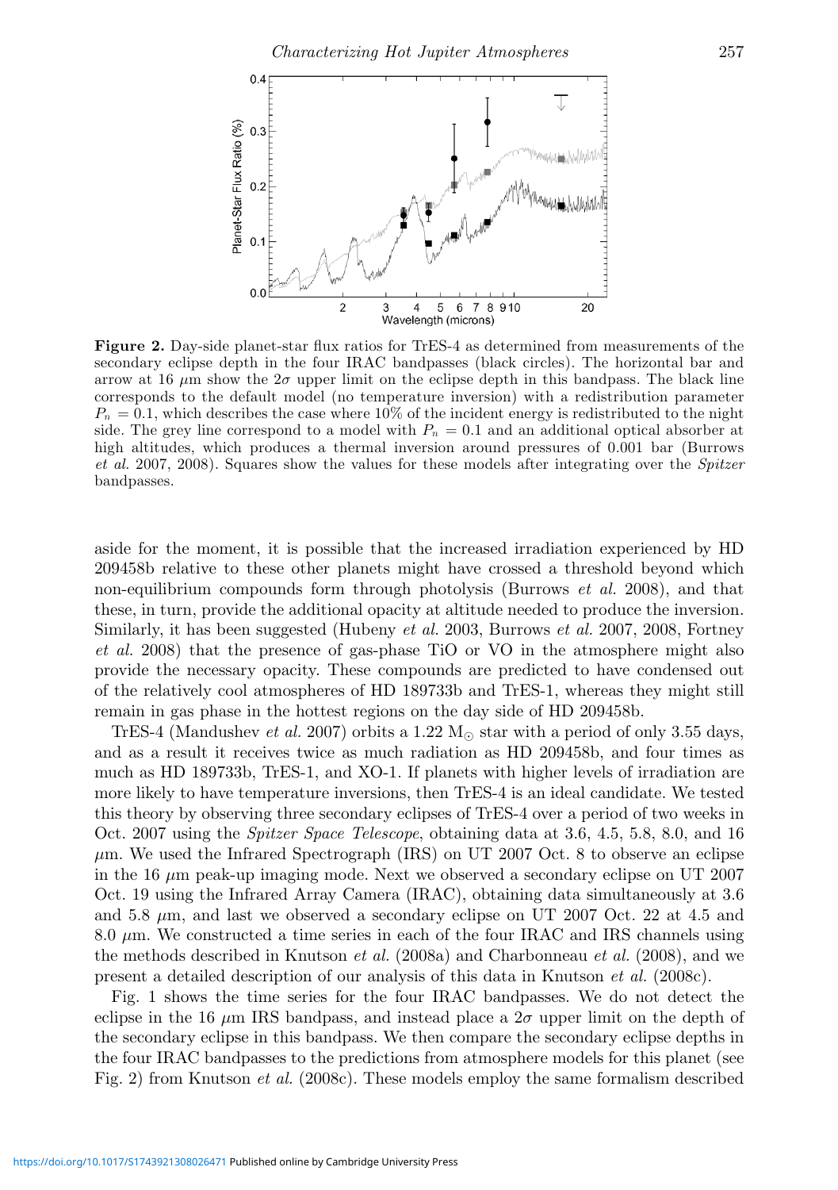**Figure 2.** Day-side planet-star flux ratios for TrES-4 as determined from measurements of the secondary eclipse depth in the four IRAC bandpasses (black circles). The horizontal bar and arrow at 16 $\mu$m show the $2\sigma$ upper limit on the eclipse depth in this bandpass. The black line corresponds to the default model (no temperature inversion) with a redistribution parameter $P_n = 0.1$, which describes the case where 10% of the incident energy is redistributed to the night side. The grey line correspond to a model with $P_n = 0.1$ and an additional optical absorber at high altitudes, which produces a thermal inversion around pressures of 0.001 bar (Burrows *et al.* 2007, 2008). Squares show the values for these models after integrating over the *Spitzer* bandpasses.

aside for the moment, it is possible that the increased irradiation experienced by HD 209458b relative to these other planets might have crossed a threshold beyond which non-equilibrium compounds form through photolysis (Burrows *et al.* 2008), and that these, in turn, provide the additional opacity at altitude needed to produce the inversion. Similarly, it has been suggested (Hubeny *et al.* 2003, Burrows *et al.* 2007, 2008, Fortney *et al.* 2008) that the presence of gas-phase TiO or VO in the atmosphere might also provide the necessary opacity. These compounds are predicted to have condensed out of the relatively cool atmospheres of HD 189733b and TrES-1, whereas they might still remain in gas phase in the hottest regions on the day side of HD 209458b.

TrES-4 (Mandushev *et al.* 2007) orbits a 1.22 $M_{\odot}$ star with a period of only 3.55 days, and as a result it receives twice as much radiation as HD 209458b, and four times as much as HD 189733b, TrES-1, and XO-1. If planets with higher levels of irradiation are more likely to have temperature inversions, then TrES-4 is an ideal candidate. We tested this theory by observing three secondary eclipses of TrES-4 over a period of two weeks in Oct. 2007 using the *Spitzer Space Telescope*, obtaining data at 3.6, 4.5, 5.8, 8.0, and 16 $\mu$m. We used the Infrared Spectrograph (IRS) on UT 2007 Oct. 8 to observe an eclipse in the 16 $\mu$m peak-up imaging mode. Next we observed a secondary eclipse on UT 2007 Oct. 19 using the Infrared Array Camera (IRAC), obtaining data simultaneously at 3.6 and 5.8 $\mu$m, and last we observed a secondary eclipse on UT 2007 Oct. 22 at 4.5 and 8.0 $\mu$m. We constructed a time series in each of the four IRAC and IRS channels using the methods described in Knutson *et al.* (2008a) and Charbonneau *et al.* (2008), and we present a detailed description of our analysis of this data in Knutson *et al.* (2008c).

Fig. 1 shows the time series for the four IRAC bandpasses. We do not detect the eclipse in the 16 $\mu$m IRS bandpass, and instead place a $2\sigma$ upper limit on the depth of the secondary eclipse in this bandpass. We then compare the secondary eclipse depths in the four IRAC bandpasses to the predictions from atmosphere models for this planet (see Fig. 2) from Knutson *et al.* (2008c). These models employ the same formalism described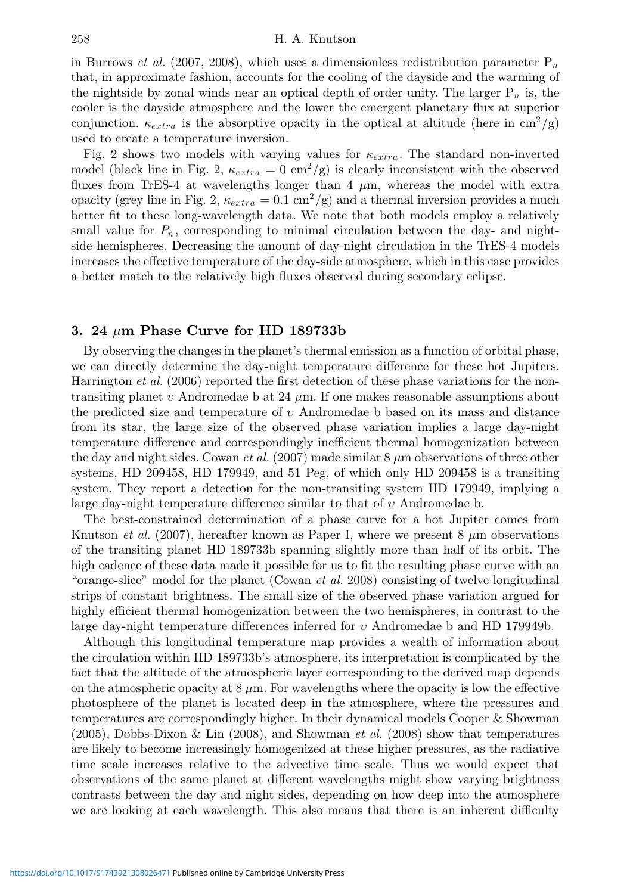in Burrows *et al.* (2007, 2008), which uses a dimensionless redistribution parameter $P_n$ that, in approximate fashion, accounts for the cooling of the dayside and the warming of the nightside by zonal winds near an optical depth of order unity. The larger $P_n$ is, the cooler is the dayside atmosphere and the lower the emergent planetary flux at superior conjunction. $\kappa_{extra}$ is the absorptive opacity in the optical at altitude (here in $cm^2/g$) used to create a temperature inversion.

Fig. 2 shows two models with varying values for $\kappa_{extra}$. The standard non-inverted model (black line in Fig. 2, $\kappa_{extra} = 0$ $cm^2/g$) is clearly inconsistent with the observed fluxes from TrES-4 at wavelengths longer than 4 $\mu$m, whereas the model with extra opacity (grey line in Fig. 2, $\kappa_{extra} = 0.1$ $cm^2/g$) and a thermal inversion provides a much better fit to these long-wavelength data. We note that both models employ a relatively small value for $P_n$, corresponding to minimal circulation between the day- and night-side hemispheres. Decreasing the amount of day-night circulation in the TrES-4 models increases the effective temperature of the day-side atmosphere, which in this case provides a better match to the relatively high fluxes observed during secondary eclipse.

## 3. 24 $\mu$m Phase Curve for HD 189733b

By observing the changes in the planet's thermal emission as a function of orbital phase, we can directly determine the day-night temperature difference for these hot Jupiters. Harrington *et al.* (2006) reported the first detection of these phase variations for the non-transiting planet $\upsilon$ Andromedae b at 24 $\mu$m. If one makes reasonable assumptions about the predicted size and temperature of $\upsilon$ Andromedae b based on its mass and distance from its star, the large size of the observed phase variation implies a large day-night temperature difference and correspondingly inefficient thermal homogenization between the day and night sides. Cowan *et al.* (2007) made similar 8 $\mu$m observations of three other systems, HD 209458, HD 179949, and 51 Peg, of which only HD 209458 is a transiting system. They report a detection for the non-transiting system HD 179949, implying a large day-night temperature difference similar to that of $\upsilon$ Andromedae b.

The best-constrained determination of a phase curve for a hot Jupiter comes from Knutson *et al.* (2007), hereafter known as Paper I, where we present 8 $\mu$m observations of the transiting planet HD 189733b spanning slightly more than half of its orbit. The high cadence of these data made it possible for us to fit the resulting phase curve with an "orange-slice" model for the planet (Cowan *et al.* 2008) consisting of twelve longitudinal strips of constant brightness. The small size of the observed phase variation argued for highly efficient thermal homogenization between the two hemispheres, in contrast to the large day-night temperature differences inferred for $\upsilon$ Andromedae b and HD 179949b.

Although this longitudinal temperature map provides a wealth of information about the circulation within HD 189733b's atmosphere, its interpretation is complicated by the fact that the altitude of the atmospheric layer corresponding to the derived map depends on the atmospheric opacity at 8 $\mu$m. For wavelengths where the opacity is low the effective photosphere of the planet is located deep in the atmosphere, where the pressures and temperatures are correspondingly higher. In their dynamical models Cooper & Showman (2005), Dobbs-Dixon & Lin (2008), and Showman *et al.* (2008) show that temperatures are likely to become increasingly homogenized at these higher pressures, as the radiative time scale increases relative to the advective time scale. Thus we would expect that observations of the same planet at different wavelengths might show varying brightness contrasts between the day and night sides, depending on how deep into the atmosphere we are looking at each wavelength. This also means that there is an inherent difficulty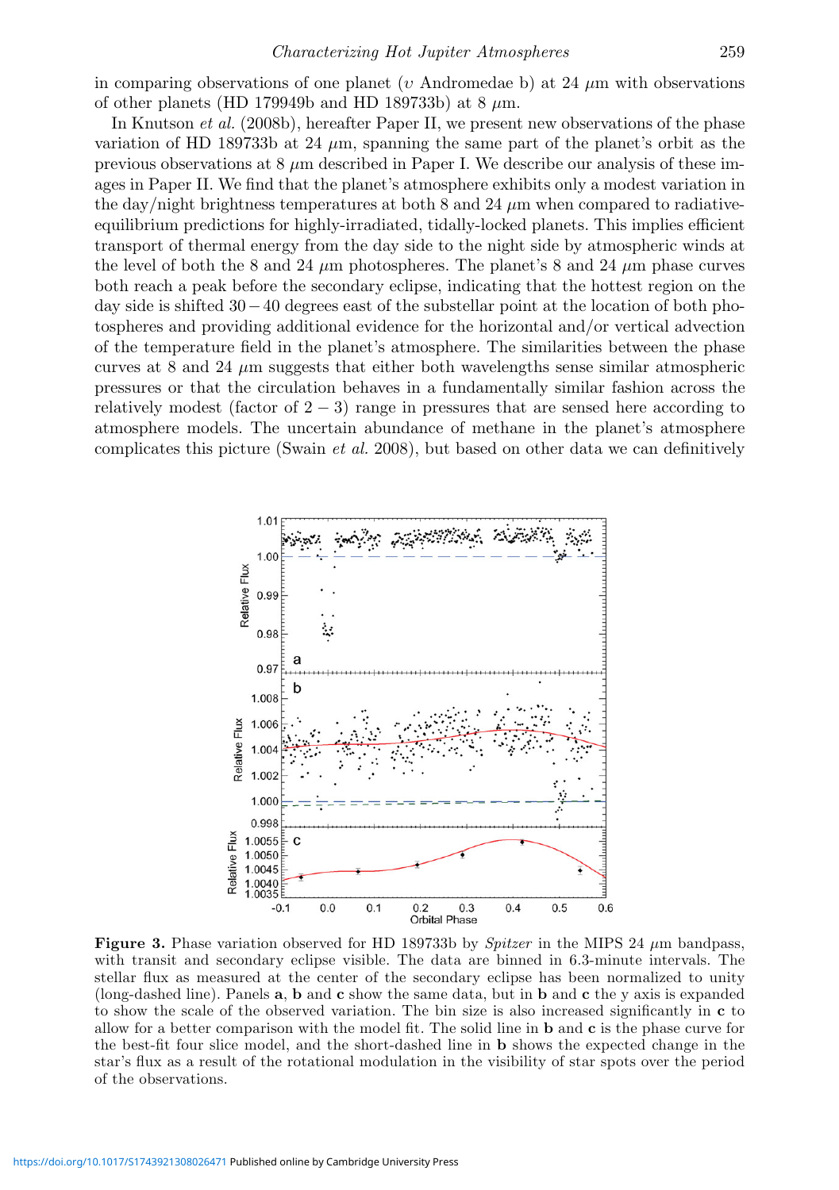in comparing observations of one planet ($\upsilon$ Andromedae b) at 24 $\mu$m with observations of other planets (HD 179949b and HD 189733b) at 8 $\mu$m.

In Knutson *et al.* (2008b), hereafter Paper II, we present new observations of the phase variation of HD 189733b at 24 $\mu$m, spanning the same part of the planet's orbit as the previous observations at 8 $\mu$m described in Paper I. We describe our analysis of these images in Paper II. We find that the planet's atmosphere exhibits only a modest variation in the day/night brightness temperatures at both 8 and 24 $\mu$m when compared to radiative-equilibrium predictions for highly-irradiated, tidally-locked planets. This implies efficient transport of thermal energy from the day side to the night side by atmospheric winds at the level of both the 8 and 24 $\mu$m photospheres. The planet's 8 and 24 $\mu$m phase curves both reach a peak before the secondary eclipse, indicating that the hottest region on the day side is shifted $30-40$ degrees east of the substellar point at the location of both photospheres and providing additional evidence for the horizontal and/or vertical advection of the temperature field in the planet's atmosphere. The similarities between the phase curves at 8 and 24 $\mu$m suggests that either both wavelengths sense similar atmospheric pressures or that the circulation behaves in a fundamentally similar fashion across the relatively modest (factor of $2-3$) range in pressures that are sensed here according to atmosphere models. The uncertain abundance of methane in the planet's atmosphere complicates this picture (Swain *et al.* 2008), but based on other data we can definitively

**Figure 3.** Phase variation observed for HD 189733b by *Spitzer* in the MIPS 24 $\mu$m bandpass, with transit and secondary eclipse visible. The data are binned in 6.3-minute intervals. The stellar flux as measured at the center of the secondary eclipse has been normalized to unity (long-dashed line). Panels **a**, **b** and **c** show the same data, but in **b** and **c** the y axis is expanded to show the scale of the observed variation. The bin size is also increased significantly in **c** to allow for a better comparison with the model fit. The solid line in **b** and **c** is the phase curve for the best-fit four slice model, and the short-dashed line in **b** shows the expected change in the star's flux as a result of the rotational modulation in the visibility of star spots over the period of the observations.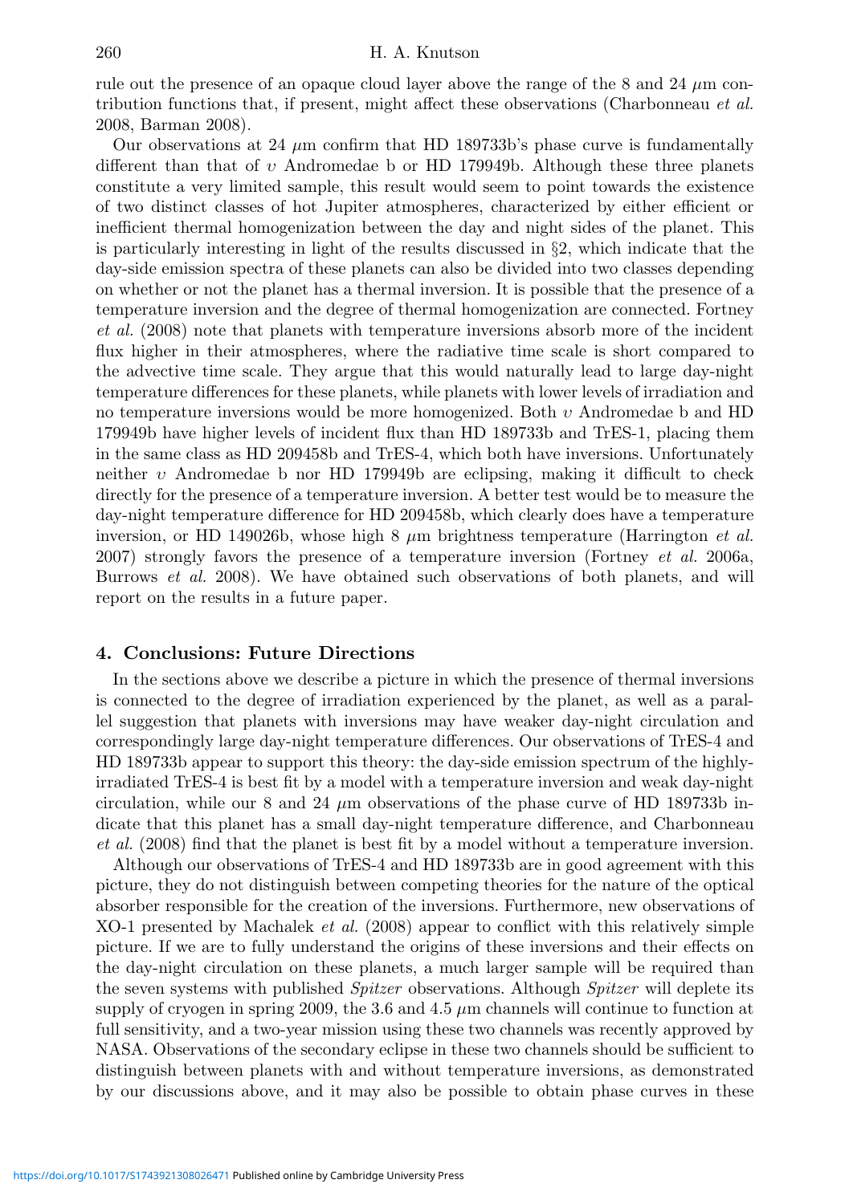rule out the presence of an opaque cloud layer above the range of the 8 and 24 $\mu$m contribution functions that, if present, might affect these observations (Charbonneau *et al.* 2008, Barman 2008).

Our observations at 24 $\mu$m confirm that HD 189733b's phase curve is fundamentally different than that of $\upsilon$ Andromedae b or HD 179949b. Although these three planets constitute a very limited sample, this result would seem to point towards the existence of two distinct classes of hot Jupiter atmospheres, characterized by either efficient or inefficient thermal homogenization between the day and night sides of the planet. This is particularly interesting in light of the results discussed in §2, which indicate that the day-side emission spectra of these planets can also be divided into two classes depending on whether or not the planet has a thermal inversion. It is possible that the presence of a temperature inversion and the degree of thermal homogenization are connected. Fortney *et al.* (2008) note that planets with temperature inversions absorb more of the incident flux higher in their atmospheres, where the radiative time scale is short compared to the advective time scale. They argue that this would naturally lead to large day-night temperature differences for these planets, while planets with lower levels of irradiation and no temperature inversions would be more homogenized. Both $\upsilon$ Andromedae b and HD 179949b have higher levels of incident flux than HD 189733b and TrES-1, placing them in the same class as HD 209458b and TrES-4, which both have inversions. Unfortunately neither $\upsilon$ Andromedae b nor HD 179949b are eclipsing, making it difficult to check directly for the presence of a temperature inversion. A better test would be to measure the day-night temperature difference for HD 209458b, which clearly does have a temperature inversion, or HD 149026b, whose high 8 $\mu$m brightness temperature (Harrington *et al.* 2007) strongly favors the presence of a temperature inversion (Fortney *et al.* 2006a, Burrows *et al.* 2008). We have obtained such observations of both planets, and will report on the results in a future paper.

## 4. Conclusions: Future Directions

In the sections above we describe a picture in which the presence of thermal inversions is connected to the degree of irradiation experienced by the planet, as well as a parallel suggestion that planets with inversions may have weaker day-night circulation and correspondingly large day-night temperature differences. Our observations of TrES-4 and HD 189733b appear to support this theory: the day-side emission spectrum of the highly-irradiated TrES-4 is best fit by a model with a temperature inversion and weak day-night circulation, while our 8 and 24 $\mu$m observations of the phase curve of HD 189733b indicate that this planet has a small day-night temperature difference, and Charbonneau *et al.* (2008) find that the planet is best fit by a model without a temperature inversion.

Although our observations of TrES-4 and HD 189733b are in good agreement with this picture, they do not distinguish between competing theories for the nature of the optical absorber responsible for the creation of the inversions. Furthermore, new observations of XO-1 presented by Machalek *et al.* (2008) appear to conflict with this relatively simple picture. If we are to fully understand the origins of these inversions and their effects on the day-night circulation on these planets, a much larger sample will be required than the seven systems with published *Spitzer* observations. Although *Spitzer* will deplete its supply of cryogen in spring 2009, the 3.6 and 4.5 $\mu$m channels will continue to function at full sensitivity, and a two-year mission using these two channels was recently approved by NASA. Observations of the secondary eclipse in these two channels should be sufficient to distinguish between planets with and without temperature inversions, as demonstrated by our discussions above, and it may also be possible to obtain phase curves in these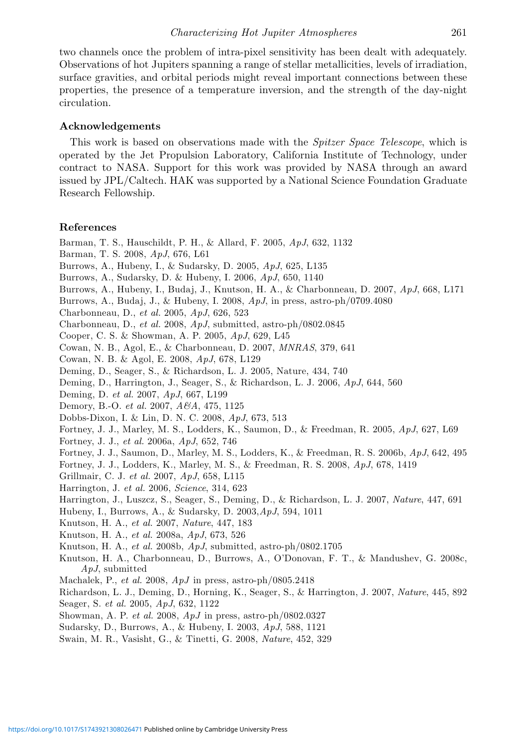two channels once the problem of intra-pixel sensitivity has been dealt with adequately. Observations of hot Jupiters spanning a range of stellar metallicities, levels of irradiation, surface gravities, and orbital periods might reveal important connections between these properties, the presence of a temperature inversion, and the strength of the day-night circulation.

### Acknowledgements

This work is based on observations made with the *Spitzer Space Telescope*, which is operated by the Jet Propulsion Laboratory, California Institute of Technology, under contract to NASA. Support for this work was provided by NASA through an award issued by JPL/Caltech. HAK was supported by a National Science Foundation Graduate Research Fellowship.

### References

Barman, T. S., Hauschildt, P. H., & Allard, F. 2005, *ApJ*, 632, 1132
Barman, T. S. 2008, *ApJ*, 676, L61
Burrows, A., Hubeny, I., & Sudarsky, D. 2005, *ApJ*, 625, L135
Burrows, A., Sudarsky, D. & Hubeny, I. 2006, *ApJ*, 650, 1140
Burrows, A., Hubeny, I., Budaj, J., Knutson, H. A., & Charbonneau, D. 2007, *ApJ*, 668, L171
Burrows, A., Budaj, J., & Hubeny, I. 2008, *ApJ*, in press, astro-ph/0709.4080
Charbonneau, D., *et al.* 2005, *ApJ*, 626, 523
Charbonneau, D., *et al.* 2008, *ApJ*, submitted, astro-ph/0802.0845
Cooper, C. S. & Showman, A. P. 2005, *ApJ*, 629, L45
Cowan, N. B., Agol, E., & Charbonneau, D. 2007, *MNRAS*, 379, 641
Cowan, N. B. & Agol, E. 2008, *ApJ*, 678, L129
Deming, D., Seager, S., & Richardson, L. J. 2005, Nature, 434, 740
Deming, D., Harrington, J., Seager, S., & Richardson, L. J. 2006, *ApJ*, 644, 560
Deming, D. *et al.* 2007, *ApJ*, 667, L199
Demory, B.-O. *et al.* 2007, *A&A*, 475, 1125
Dobbs-Dixon, I. & Lin, D. N. C. 2008, *ApJ*, 673, 513
Fortney, J. J., Marley, M. S., Lodders, K., Saumon, D., & Freedman, R. 2005, *ApJ*, 627, L69
Fortney, J. J., *et al.* 2006a, *ApJ*, 652, 746
Fortney, J. J., Saumon, D., Marley, M. S., Lodders, K., & Freedman, R. S. 2006b, *ApJ*, 642, 495
Fortney, J. J., Lodders, K., Marley, M. S., & Freedman, R. S. 2008, *ApJ*, 678, 1419
Grillmair, C. J. *et al.* 2007, *ApJ*, 658, L115
Harrington, J. *et al.* 2006, *Science*, 314, 623
Harrington, J., Luszcz, S., Seager, S., Deming, D., & Richardson, L. J. 2007, *Nature*, 447, 691
Hubeny, I., Burrows, A., & Sudarsky, D. 2003,*ApJ*, 594, 1011
Knutson, H. A., *et al.* 2007, *Nature*, 447, 183
Knutson, H. A., *et al.* 2008a, *ApJ*, 673, 526
Knutson, H. A., *et al.* 2008b, *ApJ*, submitted, astro-ph/0802.1705
Knutson, H. A., Charbonneau, D., Burrows, A., O'Donovan, F. T., & Mandushev, G. 2008c, *ApJ*, submitted
Machalek, P., *et al.* 2008, *ApJ* in press, astro-ph/0805.2418
Richardson, L. J., Deming, D., Horning, K., Seager, S., & Harrington, J. 2007, *Nature*, 445, 892
Seager, S. *et al.* 2005, *ApJ*, 632, 1122
Showman, A. P. *et al.* 2008, *ApJ* in press, astro-ph/0802.0327
Sudarsky, D., Burrows, A., & Hubeny, I. 2003, *ApJ*, 588, 1121
Swain, M. R., Vasisht, G., & Tinetti, G. 2008, *Nature*, 452, 329